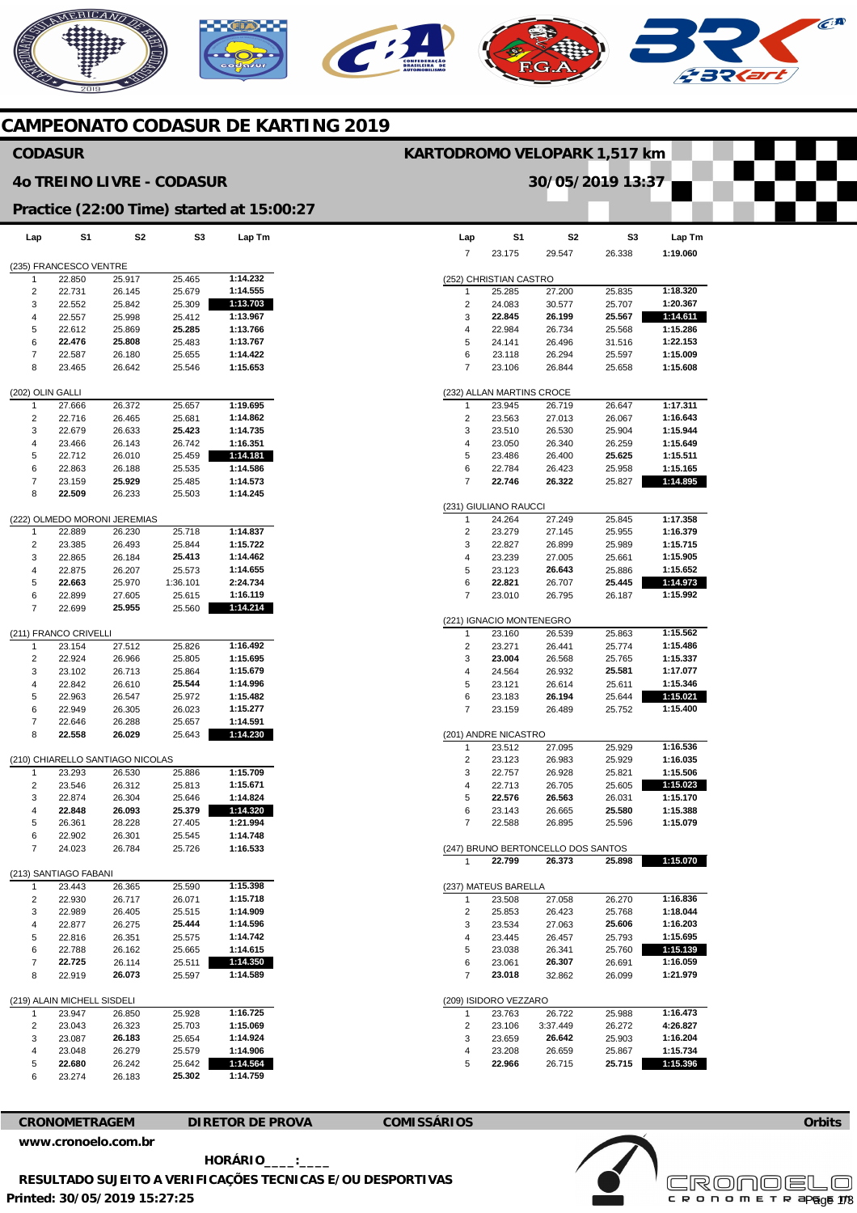# CAMPEONATO CODASUR DE KARTING 2019

## CODASUR

**KARTODROMO VELOPARK 1,517 km**

### 4o TREINO LIVRE - CODASUR

**30/05/2019 13:37**

### Practice (22:00 Time) started at 15:00:27

**(235) FRANCESCO VENTRE**

| Lap | S1 | S2 | S3 | Lap Tm |
|---|---|---|---|---|
| 1 | 22.850 | 25.917 | 25.465 | 1:14.232 |
| 2 | 22.731 | 26.145 | 25.679 | 1:14.555 |
| 3 | 22.552 | 25.842 | 25.309 | **1:13.703** |
| 4 | 22.557 | 25.998 | 25.412 | 1:13.967 |
| 5 | 22.612 | 25.869 | **25.285** | 1:13.766 |
| 6 | **22.476** | **25.808** | 25.483 | 1:13.767 |
| 7 | 22.587 | 26.180 | 25.655 | 1:14.422 |
| 8 | 23.465 | 26.642 | 25.546 | 1:15.653 |

**(202) OLIN GALLI**

| Lap | S1 | S2 | S3 | Lap Tm |
|---|---|---|---|---|
| 1 | 27.666 | 26.372 | 25.657 | 1:19.695 |
| 2 | 22.716 | 26.465 | 25.681 | 1:14.862 |
| 3 | 22.679 | 26.633 | **25.423** | 1:14.735 |
| 4 | 23.466 | 26.143 | 26.742 | 1:16.351 |
| 5 | 22.712 | 26.010 | 25.459 | **1:14.181** |
| 6 | 22.863 | 26.188 | 25.535 | 1:14.586 |
| 7 | 23.159 | **25.929** | 25.485 | 1:14.573 |
| 8 | **22.509** | 26.233 | 25.503 | 1:14.245 |

**(222) OLMEDO MORONI JEREMIAS**

| Lap | S1 | S2 | S3 | Lap Tm |
|---|---|---|---|---|
| 1 | 22.889 | 26.230 | 25.718 | 1:14.837 |
| 2 | 23.385 | 26.493 | 25.844 | 1:15.722 |
| 3 | 22.865 | 26.184 | **25.413** | 1:14.462 |
| 4 | 22.875 | 26.207 | 25.573 | 1:14.655 |
| 5 | **22.663** | 25.970 | 1:36.101 | 2:24.734 |
| 6 | 22.899 | 27.605 | 25.615 | 1:16.119 |
| 7 | 22.699 | **25.955** | 25.560 | **1:14.214** |

**(211) FRANCO CRIVELLI**

| Lap | S1 | S2 | S3 | Lap Tm |
|---|---|---|---|---|
| 1 | 23.154 | 27.512 | 25.826 | 1:16.492 |
| 2 | 22.924 | 26.966 | 25.805 | 1:15.695 |
| 3 | 23.102 | 26.713 | 25.864 | 1:15.679 |
| 4 | 22.842 | 26.610 | **25.544** | 1:14.996 |
| 5 | 22.963 | 26.547 | 25.972 | 1:15.482 |
| 6 | 22.949 | 26.305 | 26.023 | 1:15.277 |
| 7 | 22.646 | 26.288 | 25.657 | 1:14.591 |
| 8 | **22.558** | **26.029** | 25.643 | **1:14.230** |

**(210) CHIARELLO SANTIAGO NICOLAS**

| Lap | S1 | S2 | S3 | Lap Tm |
|---|---|---|---|---|
| 1 | 23.293 | 26.530 | 25.886 | 1:15.709 |
| 2 | 23.546 | 26.312 | 25.813 | 1:15.671 |
| 3 | 22.874 | 26.304 | 25.646 | 1:14.824 |
| 4 | **22.848** | **26.093** | **25.379** | **1:14.320** |
| 5 | 26.361 | 28.228 | 27.405 | 1:21.994 |
| 6 | 22.902 | 26.301 | 25.545 | 1:14.748 |
| 7 | 24.023 | 26.784 | 25.726 | 1:16.533 |

**(213) SANTIAGO FABANI**

| Lap | S1 | S2 | S3 | Lap Tm |
|---|---|---|---|---|
| 1 | 23.443 | 26.365 | 25.590 | 1:15.398 |
| 2 | 22.930 | 26.717 | 26.071 | 1:15.718 |
| 3 | 22.989 | 26.405 | 25.515 | 1:14.909 |
| 4 | 22.877 | 26.275 | **25.444** | 1:14.596 |
| 5 | 22.816 | 26.351 | 25.575 | 1:14.742 |
| 6 | 22.788 | 26.162 | 25.665 | 1:14.615 |
| 7 | **22.725** | 26.114 | 25.511 | **1:14.350** |
| 8 | 22.919 | **26.073** | 25.597 | 1:14.589 |

**(219) ALAIN MICHELL SISDELI**

| Lap | S1 | S2 | S3 | Lap Tm |
|---|---|---|---|---|
| 1 | 23.947 | 26.850 | 25.928 | 1:16.725 |
| 2 | 23.043 | 26.323 | 25.703 | 1:15.069 |
| 3 | 23.087 | **26.183** | 25.654 | 1:14.924 |
| 4 | 23.048 | 26.279 | 25.579 | 1:14.906 |
| 5 | **22.680** | 26.242 | 25.642 | **1:14.564** |
| 6 | 23.274 | 26.183 | **25.302** | 1:14.759 |
| 7 | 23.175 | 29.547 | 26.338 | 1:19.060 |

**(252) CHRISTIAN CASTRO**

| Lap | S1 | S2 | S3 | Lap Tm |
|---|---|---|---|---|
| 1 | 25.285 | 27.200 | 25.835 | 1:18.320 |
| 2 | 24.083 | 30.577 | 25.707 | 1:20.367 |
| 3 | **22.845** | **26.199** | **25.567** | **1:14.611** |
| 4 | 22.984 | 26.734 | 25.568 | 1:15.286 |
| 5 | 24.141 | 26.496 | 31.516 | 1:22.153 |
| 6 | 23.118 | 26.294 | 25.597 | 1:15.009 |
| 7 | 23.106 | 26.844 | 25.658 | 1:15.608 |

**(232) ALLAN MARTINS CROCE**

| Lap | S1 | S2 | S3 | Lap Tm |
|---|---|---|---|---|
| 1 | 23.945 | 26.719 | 26.647 | 1:17.311 |
| 2 | 23.563 | 27.013 | 26.067 | 1:16.643 |
| 3 | 23.510 | 26.530 | 25.904 | 1:15.944 |
| 4 | 23.050 | 26.340 | 26.259 | 1:15.649 |
| 5 | 23.486 | 26.400 | **25.625** | 1:15.511 |
| 6 | 22.784 | 26.423 | 25.958 | 1:15.165 |
| 7 | **22.746** | **26.322** | 25.827 | **1:14.895** |

**(231) GIULIANO RAUCCI**

| Lap | S1 | S2 | S3 | Lap Tm |
|---|---|---|---|---|
| 1 | 24.264 | 27.249 | 25.845 | 1:17.358 |
| 2 | 23.279 | 27.145 | 25.955 | 1:16.379 |
| 3 | 22.827 | 26.899 | 25.989 | 1:15.715 |
| 4 | 23.239 | 27.005 | 25.661 | 1:15.905 |
| 5 | 23.123 | **26.643** | 25.886 | 1:15.652 |
| 6 | **22.821** | 26.707 | **25.445** | **1:14.973** |
| 7 | 23.010 | 26.795 | 26.187 | 1:15.992 |

**(221) IGNACIO MONTENEGRO**

| Lap | S1 | S2 | S3 | Lap Tm |
|---|---|---|---|---|
| 1 | 23.160 | 26.539 | 25.863 | 1:15.562 |
| 2 | 23.271 | 26.441 | 25.774 | 1:15.486 |
| 3 | **23.004** | 26.568 | 25.765 | 1:15.337 |
| 4 | 24.564 | 26.932 | **25.581** | 1:17.077 |
| 5 | 23.121 | 26.614 | 25.611 | 1:15.346 |
| 6 | 23.183 | **26.194** | 25.644 | **1:15.021** |
| 7 | 23.159 | 26.489 | 25.752 | 1:15.400 |

**(201) ANDRE NICASTRO**

| Lap | S1 | S2 | S3 | Lap Tm |
|---|---|---|---|---|
| 1 | 23.512 | 27.095 | 25.929 | 1:16.536 |
| 2 | 23.123 | 26.983 | 25.929 | 1:16.035 |
| 3 | 22.757 | 26.928 | 25.821 | 1:15.506 |
| 4 | 22.713 | 26.705 | 25.605 | **1:15.023** |
| 5 | **22.576** | **26.563** | 26.031 | 1:15.170 |
| 6 | 23.143 | 26.665 | **25.580** | 1:15.388 |
| 7 | 22.588 | 26.895 | 25.596 | 1:15.079 |

**(247) BRUNO BERTONCELLO DOS SANTOS**

| Lap | S1 | S2 | S3 | Lap Tm |
|---|---|---|---|---|
| 1 | **22.799** | **26.373** | **25.898** | **1:15.070** |

**(237) MATEUS BARELLA**

| Lap | S1 | S2 | S3 | Lap Tm |
|---|---|---|---|---|
| 1 | 23.508 | 27.058 | 26.270 | 1:16.836 |
| 2 | 25.853 | 26.423 | 25.768 | 1:18.044 |
| 3 | 23.534 | 27.063 | **25.606** | 1:16.203 |
| 4 | 23.445 | 26.457 | 25.793 | 1:15.695 |
| 5 | 23.038 | 26.341 | 25.760 | **1:15.139** |
| 6 | 23.061 | **26.307** | 26.691 | 1:16.059 |
| 7 | **23.018** | 32.862 | 26.099 | 1:21.979 |

**(209) ISIDORO VEZZARO**

| Lap | S1 | S2 | S3 | Lap Tm |
|---|---|---|---|---|
| 1 | 23.763 | 26.722 | 25.988 | 1:16.473 |
| 2 | 23.106 | 3:37.449 | 26.272 | 4:26.827 |
| 3 | 23.659 | **26.642** | 25.903 | 1:16.204 |
| 4 | 23.208 | 26.659 | 25.867 | 1:15.734 |
| 5 | **22.966** | 26.715 | **25.715** | **1:15.396** |

**CRONOMETRAGEM** | **DIRETOR DE PROVA** | **COMISSÁRIOS** | **Orbits**

**www.cronoelo.com.br**

**HORÁRIO____:____**

**RESULTADO SUJEITO A VERIFICAÇÕES TECNICAS E/OU DESPORTIVAS**

**Printed: 30/05/2019 15:27:25**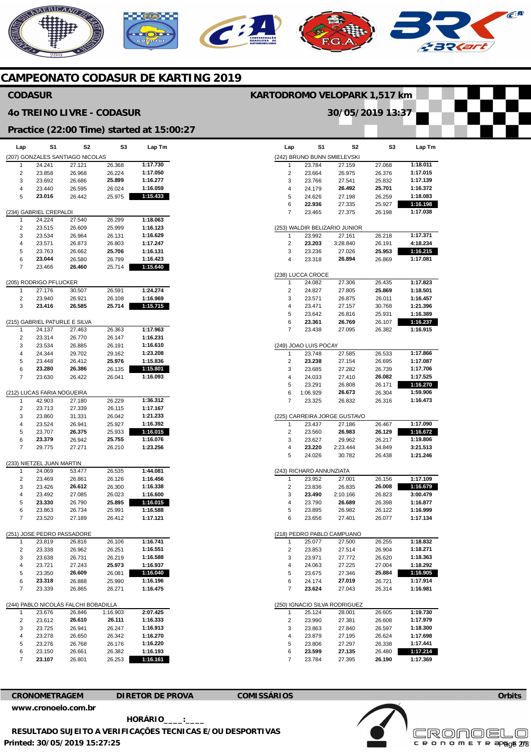# CAMPEONATO CODASUR DE KARTING 2019

## CODASUR

**KARTODROMO VELOPARK 1,517 km**

## 4o TREINO LIVRE - CODASUR

**30/05/2019 13:37**

### Practice (22:00 Time) started at 15:00:27

**(207) GONZALES SANTIAGO NICOLAS**

| Lap | S1 | S2 | S3 | Lap Tm |
|---|---|---|---|---|
| 1 | 24.241 | 27.121 | 26.368 | 1:17.730 |
| 2 | 23.858 | 26.968 | 26.224 | 1:17.050 |
| 3 | 23.692 | 26.686 | **25.899** | 1:16.277 |
| 4 | 23.440 | 26.595 | 26.024 | 1:16.059 |
| 5 | **23.016** | 26.442 | 25.975 | **1:15.433** |

**(234) GABRIEL CREPALDI**

| Lap | S1 | S2 | S3 | Lap Tm |
|---|---|---|---|---|
| 1 | 24.224 | 27.540 | 26.299 | 1:18.063 |
| 2 | 23.515 | 26.609 | 25.999 | 1:16.123 |
| 3 | 23.534 | 26.964 | 26.131 | 1:16.629 |
| 4 | 23.571 | 26.873 | 26.803 | 1:17.247 |
| 5 | 23.763 | 26.662 | **25.706** | 1:16.131 |
| 6 | **23.044** | 26.580 | 26.799 | 1:16.423 |
| 7 | 23.466 | **26.460** | 25.714 | **1:15.640** |

**(205) RODRIGO PFLUCKER**

| Lap | S1 | S2 | S3 | Lap Tm |
|---|---|---|---|---|
| 1 | 27.176 | 30.507 | 26.591 | 1:24.274 |
| 2 | 23.940 | 26.921 | 26.108 | 1:16.969 |
| 3 | **23.416** | **26.585** | **25.714** | **1:15.715** |

**(215) GABRIEL PATURLE E SILVA**

| Lap | S1 | S2 | S3 | Lap Tm |
|---|---|---|---|---|
| 1 | 24.137 | 27.463 | 26.363 | 1:17.963 |
| 2 | 23.314 | 26.770 | 26.147 | 1:16.231 |
| 3 | 23.534 | 26.885 | 26.191 | 1:16.610 |
| 4 | 24.344 | 29.702 | 29.162 | 1:23.208 |
| 5 | 23.448 | 26.412 | **25.976** | 1:15.836 |
| 6 | **23.280** | **26.386** | 26.135 | **1:15.801** |
| 7 | 23.630 | 26.422 | 26.041 | 1:16.093 |

**(212) LUCAS FARIA NOGUEIRA**

| Lap | S1 | S2 | S3 | Lap Tm |
|---|---|---|---|---|
| 1 | 42.903 | 27.180 | 26.229 | 1:36.312 |
| 2 | 23.713 | 27.339 | 26.115 | 1:17.167 |
| 3 | 23.860 | 31.331 | 26.042 | 1:21.233 |
| 4 | 23.524 | 26.941 | 25.927 | 1:16.392 |
| 5 | 23.707 | **26.375** | 25.933 | **1:16.015** |
| 6 | **23.379** | 26.942 | **25.755** | 1:16.076 |
| 7 | 29.775 | 27.271 | 26.210 | 1:23.256 |

**(233) NIETZEL JUAN MARTIN**

| Lap | S1 | S2 | S3 | Lap Tm |
|---|---|---|---|---|
| 1 | 24.069 | 53.477 | 26.535 | 1:44.081 |
| 2 | 23.469 | 26.861 | 26.126 | 1:16.456 |
| 3 | 23.426 | **26.612** | 26.300 | 1:16.338 |
| 4 | 23.492 | 27.085 | 26.023 | 1:16.600 |
| 5 | **23.330** | 26.790 | **25.895** | **1:16.015** |
| 6 | 23.863 | 26.734 | 25.991 | 1:16.588 |
| 7 | 23.520 | 27.189 | 26.412 | 1:17.121 |

**(251) JOSE PEDRO PASSADORE**

| Lap | S1 | S2 | S3 | Lap Tm |
|---|---|---|---|---|
| 1 | 23.819 | 26.816 | 26.106 | 1:16.741 |
| 2 | 23.338 | 26.962 | 26.251 | 1:16.551 |
| 3 | 23.638 | 26.731 | 26.219 | 1:16.588 |
| 4 | 23.721 | 27.243 | **25.973** | 1:16.937 |
| 5 | 23.350 | **26.609** | 26.081 | **1:16.040** |
| 6 | **23.318** | 26.888 | 25.990 | 1:16.196 |
| 7 | 23.339 | 26.865 | 26.271 | 1:16.475 |

**(244) PABLO NICOLÁS FALCHI BOBADILLA**

| Lap | S1 | S2 | S3 | Lap Tm |
|---|---|---|---|---|
| 1 | 23.676 | 26.846 | 1:16.903 | 2:07.425 |
| 2 | 23.612 | **26.610** | **26.111** | 1:16.333 |
| 3 | 23.725 | 26.941 | 26.247 | 1:16.913 |
| 4 | 23.278 | 26.650 | 26.342 | 1:16.270 |
| 5 | 23.276 | 26.768 | 26.176 | 1:16.220 |
| 6 | 23.150 | 26.661 | 26.382 | 1:16.193 |
| 7 | **23.107** | 26.801 | 26.253 | **1:16.161** |

**(242) BRUNO BUNN SMIELEVSKI**

| Lap | S1 | S2 | S3 | Lap Tm |
|---|---|---|---|---|
| 1 | 23.784 | 27.159 | 27.068 | 1:18.011 |
| 2 | 23.664 | 26.975 | 26.376 | 1:17.015 |
| 3 | 23.766 | 27.541 | 25.832 | 1:17.139 |
| 4 | 24.179 | **26.492** | **25.701** | 1:16.372 |
| 5 | 24.626 | 27.198 | 26.259 | 1:18.083 |
| 6 | **22.936** | 27.335 | 25.927 | **1:16.198** |
| 7 | 23.465 | 27.375 | 26.198 | 1:17.038 |

**(253) WALDIR BELIZARIO JUNIOR**

| Lap | S1 | S2 | S3 | Lap Tm |
|---|---|---|---|---|
| 1 | 23.992 | 27.161 | 26.218 | 1:17.371 |
| 2 | **23.203** | 3:28.840 | 26.191 | 4:18.234 |
| 3 | 23.236 | 27.026 | **25.953** | **1:16.215** |
| 4 | 23.318 | **26.894** | 26.869 | 1:17.081 |

**(238) LUCCA CROCE**

| Lap | S1 | S2 | S3 | Lap Tm |
|---|---|---|---|---|
| 1 | 24.082 | 27.306 | 26.435 | 1:17.823 |
| 2 | 24.827 | 27.805 | **25.869** | 1:18.501 |
| 3 | 23.571 | 26.875 | 26.011 | 1:16.457 |
| 4 | 23.471 | 27.157 | 30.768 | 1:21.396 |
| 5 | 23.642 | 26.816 | 25.931 | 1:16.389 |
| 6 | **23.361** | **26.769** | 26.107 | **1:16.237** |
| 7 | 23.438 | 27.095 | 26.382 | 1:16.915 |

**(249) JOAO LUIS POCAY**

| Lap | S1 | S2 | S3 | Lap Tm |
|---|---|---|---|---|
| 1 | 23.748 | 27.585 | 26.533 | 1:17.866 |
| 2 | **23.238** | 27.154 | 26.695 | 1:17.087 |
| 3 | 23.685 | 27.282 | 26.739 | 1:17.706 |
| 4 | 24.033 | 27.410 | **26.082** | 1:17.525 |
| 5 | 23.291 | 26.808 | 26.171 | **1:16.270** |
| 6 | 1:06.929 | **26.673** | 26.304 | 1:59.906 |
| 7 | 23.325 | 26.832 | 26.316 | 1:16.473 |

**(225) CARREIRA JORGE GUSTAVO**

| Lap | S1 | S2 | S3 | Lap Tm |
|---|---|---|---|---|
| 1 | 23.437 | 27.186 | 26.467 | 1:17.090 |
| 2 | 23.560 | **26.983** | **26.129** | **1:16.672** |
| 3 | 23.627 | 29.962 | 26.217 | 1:19.806 |
| 4 | **23.220** | 2:23.444 | 34.849 | 3:21.513 |
| 5 | 24.026 | 30.782 | 26.438 | 1:21.246 |

**(243) RICHARD ANNUNZIATA**

| Lap | S1 | S2 | S3 | Lap Tm |
|---|---|---|---|---|
| 1 | 23.952 | 27.001 | 26.156 | 1:17.109 |
| 2 | 23.836 | 26.835 | **26.008** | **1:16.679** |
| 3 | **23.490** | 2:10.166 | 26.823 | 3:00.479 |
| 4 | 23.790 | **26.689** | 26.398 | 1:16.877 |
| 5 | 23.895 | 26.982 | 26.122 | 1:16.999 |
| 6 | 23.656 | 27.401 | 26.077 | 1:17.134 |

**(218) PEDRO PABLO CAMPUANO**

| Lap | S1 | S2 | S3 | Lap Tm |
|---|---|---|---|---|
| 1 | 25.077 | 27.500 | 26.255 | 1:18.832 |
| 2 | 23.853 | 27.514 | 26.904 | 1:18.271 |
| 3 | 23.971 | 27.772 | 26.620 | 1:18.363 |
| 4 | 24.063 | 27.225 | 27.004 | 1:18.292 |
| 5 | 23.675 | 27.346 | **25.884** | **1:16.905** |
| 6 | 24.174 | **27.019** | 26.721 | 1:17.914 |
| 7 | **23.624** | 27.043 | 26.314 | 1:16.981 |

**(250) IGNACIO SILVA RODRIGUEZ**

| Lap | S1 | S2 | S3 | Lap Tm |
|---|---|---|---|---|
| 1 | 25.124 | 28.001 | 26.605 | 1:19.730 |
| 2 | 23.990 | 27.381 | 26.608 | 1:17.979 |
| 3 | 23.863 | 27.840 | 26.597 | 1:18.300 |
| 4 | 23.879 | 27.195 | 26.624 | 1:17.698 |
| 5 | 23.806 | 27.297 | 26.338 | 1:17.441 |
| 6 | **23.599** | **27.135** | 26.480 | **1:17.214** |
| 7 | 23.784 | 27.395 | **26.190** | 1:17.369 |

**CRONOMETRAGEM** — **DIRETOR DE PROVA** — **COMISSÁRIOS** — **Orbits**

**www.cronoelo.com.br**

**HORÁRIO____:____**

**RESULTADO SUJEITO A VERIFICAÇÕES TECNICAS E/OU DESPORTIVAS**

**Printed: 30/05/2019 15:27:25**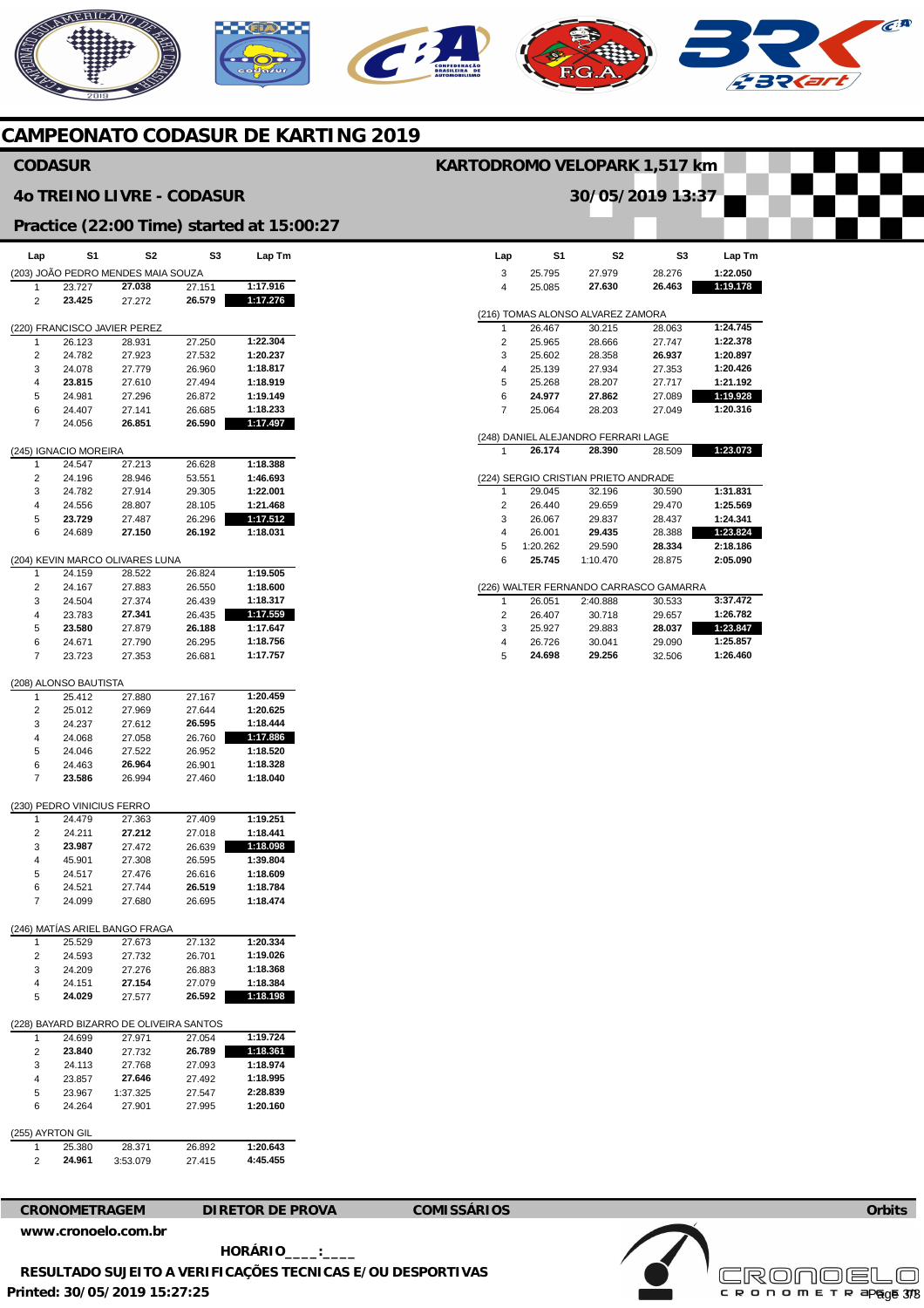# CAMPEONATO CODASUR DE KARTING 2019

## CODASUR

**KARTODROMO VELOPARK 1,517 km**

## 4o TREINO LIVRE - CODASUR

**30/05/2019 13:37**

### Practice (22:00 Time) started at 15:00:27

| Lap | S1 | S2 | S3 | Lap Tm |
|---|---|---|---|---|
| (203) JOÃO PEDRO MENDES MAIA SOUZA | | | | |
| 1 | 23.727 | **27.038** | 27.151 | 1:17.916 |
| 2 | **23.425** | 27.272 | **26.579** | **1:17.276** |
| (220) FRANCISCO JAVIER PEREZ | | | | |
| 1 | 26.123 | 28.931 | 27.250 | 1:22.304 |
| 2 | 24.782 | 27.923 | 27.532 | 1:20.237 |
| 3 | 24.078 | 27.779 | 26.960 | 1:18.817 |
| 4 | **23.815** | 27.610 | 27.494 | 1:18.919 |
| 5 | 24.981 | 27.296 | 26.872 | 1:19.149 |
| 6 | 24.407 | 27.141 | 26.685 | 1:18.233 |
| 7 | 24.056 | **26.851** | **26.590** | **1:17.497** |
| (245) IGNACIO MOREIRA | | | | |
| 1 | 24.547 | 27.213 | 26.628 | 1:18.388 |
| 2 | 24.196 | 28.946 | 53.551 | 1:46.693 |
| 3 | 24.782 | 27.914 | 29.305 | 1:22.001 |
| 4 | 24.556 | 28.807 | 28.105 | 1:21.468 |
| 5 | **23.729** | 27.487 | 26.296 | **1:17.512** |
| 6 | 24.689 | **27.150** | **26.192** | 1:18.031 |
| (204) KEVIN MARCO OLIVARES LUNA | | | | |
| 1 | 24.159 | 28.522 | 26.824 | 1:19.505 |
| 2 | 24.167 | 27.883 | 26.550 | 1:18.600 |
| 3 | 24.504 | 27.374 | 26.439 | 1:18.317 |
| 4 | 23.783 | **27.341** | 26.435 | **1:17.559** |
| 5 | **23.580** | 27.879 | **26.188** | 1:17.647 |
| 6 | 24.671 | 27.790 | 26.295 | 1:18.756 |
| 7 | 23.723 | 27.353 | 26.681 | 1:17.757 |
| (208) ALONSO BAUTISTA | | | | |
| 1 | 25.412 | 27.880 | 27.167 | 1:20.459 |
| 2 | 25.012 | 27.969 | 27.644 | 1:20.625 |
| 3 | 24.237 | 27.612 | **26.595** | 1:18.444 |
| 4 | 24.068 | 27.058 | 26.760 | **1:17.886** |
| 5 | 24.046 | 27.522 | 26.952 | 1:18.520 |
| 6 | 24.463 | **26.964** | 26.901 | 1:18.328 |
| 7 | **23.586** | 26.994 | 27.460 | 1:18.040 |
| (230) PEDRO VINICIUS FERRO | | | | |
| 1 | 24.479 | 27.363 | 27.409 | 1:19.251 |
| 2 | 24.211 | **27.212** | 27.018 | 1:18.441 |
| 3 | **23.987** | 27.472 | 26.639 | **1:18.098** |
| 4 | 45.901 | 27.308 | 26.595 | 1:39.804 |
| 5 | 24.517 | 27.476 | 26.616 | 1:18.609 |
| 6 | 24.521 | 27.744 | **26.519** | 1:18.784 |
| 7 | 24.099 | 27.680 | 26.695 | 1:18.474 |
| (246) MATÍAS ARIEL BANGO FRAGA | | | | |
| 1 | 25.529 | 27.673 | 27.132 | 1:20.334 |
| 2 | 24.593 | 27.732 | 26.701 | 1:19.026 |
| 3 | 24.209 | 27.276 | 26.883 | 1:18.368 |
| 4 | 24.151 | **27.154** | 27.079 | 1:18.384 |
| 5 | **24.029** | 27.577 | **26.592** | **1:18.198** |
| (228) BAYARD BIZARRO DE OLIVEIRA SANTOS | | | | |
| 1 | 24.699 | 27.971 | 27.054 | 1:19.724 |
| 2 | **23.840** | 27.732 | **26.789** | **1:18.361** |
| 3 | 24.113 | 27.768 | 27.093 | 1:18.974 |
| 4 | 23.857 | **27.646** | 27.492 | 1:18.995 |
| 5 | 23.967 | 1:37.325 | 27.547 | 2:28.839 |
| 6 | 24.264 | 27.901 | 27.995 | 1:20.160 |
| (255) AYRTON GIL | | | | |
| 1 | 25.380 | 28.371 | 26.892 | 1:20.643 |
| 2 | **24.961** | 3:53.079 | 27.415 | 4:45.455 |

| Lap | S1 | S2 | S3 | Lap Tm |
|---|---|---|---|---|
| 3 | 25.795 | 27.979 | 28.276 | 1:22.050 |
| 4 | 25.085 | **27.630** | **26.463** | **1:19.178** |
| (216) TOMAS ALONSO ALVAREZ ZAMORA | | | | |
| 1 | 26.467 | 30.215 | 28.063 | 1:24.745 |
| 2 | 25.965 | 28.666 | 27.747 | 1:22.378 |
| 3 | 25.602 | 28.358 | **26.937** | 1:20.897 |
| 4 | 25.139 | 27.934 | 27.353 | 1:20.426 |
| 5 | 25.268 | 28.207 | 27.717 | 1:21.192 |
| 6 | **24.977** | **27.862** | 27.089 | **1:19.928** |
| 7 | 25.064 | 28.203 | 27.049 | 1:20.316 |
| (248) DANIEL ALEJANDRO FERRARI LAGE | | | | |
| 1 | **26.174** | **28.390** | 28.509 | **1:23.073** |
| (224) SERGIO CRISTIAN PRIETO ANDRADE | | | | |
| 1 | 29.045 | 32.196 | 30.590 | 1:31.831 |
| 2 | 26.440 | 29.659 | 29.470 | 1:25.569 |
| 3 | 26.067 | 29.837 | 28.437 | 1:24.341 |
| 4 | 26.001 | **29.435** | 28.388 | **1:23.824** |
| 5 | 1:20.262 | 29.590 | **28.334** | 2:18.186 |
| 6 | **25.745** | 1:10.470 | 28.875 | 2:05.090 |
| (226) WALTER FERNANDO CARRASCO GAMARRA | | | | |
| 1 | 26.051 | 2:40.888 | 30.533 | 3:37.472 |
| 2 | 26.407 | 30.718 | 29.657 | 1:26.782 |
| 3 | 25.927 | 29.883 | **28.037** | **1:23.847** |
| 4 | 26.726 | 30.041 | 29.090 | 1:25.857 |
| 5 | **24.698** | **29.256** | 32.506 | 1:26.460 |

**CRONOMETRAGEM** | **DIRETOR DE PROVA** | **COMISSÁRIOS** | **Orbits**

**www.cronoelo.com.br**

**HORÁRIO____:____**

**RESULTADO SUJEITO A VERIFICAÇÕES TECNICAS E/OU DESPORTIVAS**

**Printed: 30/05/2019 15:27:25**